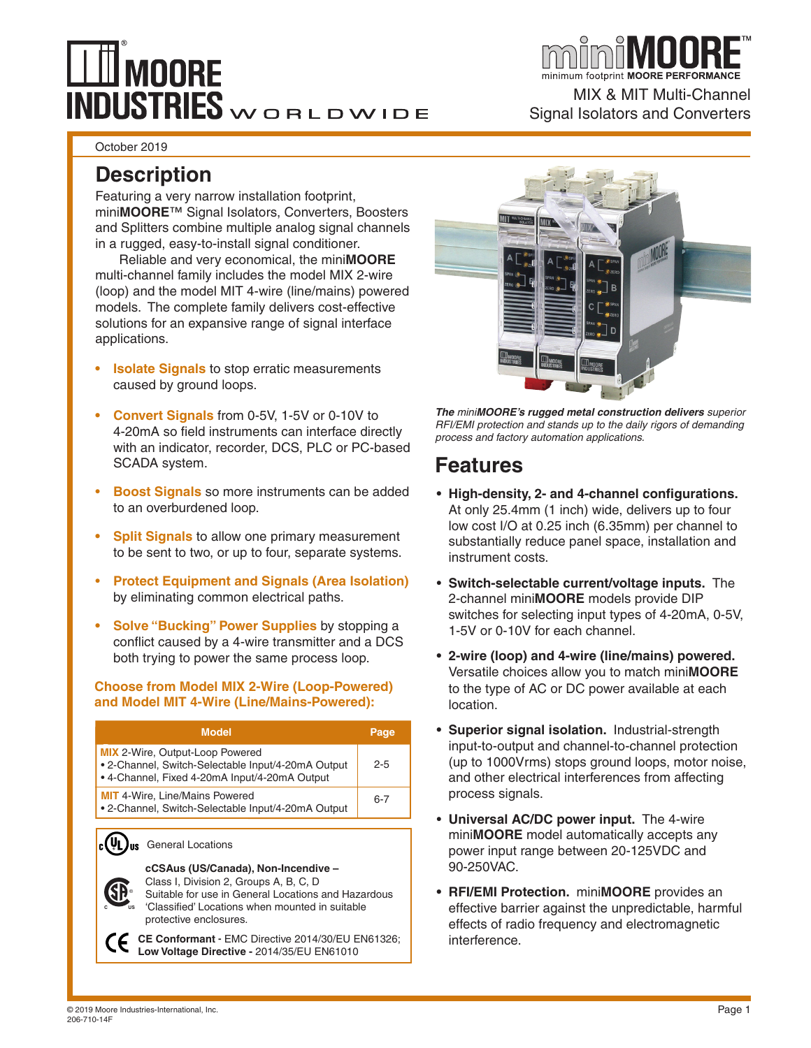# MOORE INDUSTRIES WORLDWIDE

**miniMOORE™** minimum footprint **MOORE PERFORMANCE**

MIX & MIT Multi-Channel Signal Isolators and Converters

October 2019

## Description

Featuring a very narrow installation footprint, mini**MOORE**™ Signal Isolators, Converters, Boosters and Splitters combine multiple analog signal channels in a rugged, easy-to-install signal conditioner.

Reliable and very economical, the mini**MOORE** multi-channel family includes the model MIX 2-wire (loop) and the model MIT 4-wire (line/mains) powered models. The complete family delivers cost-effective solutions for an expansive range of signal interface applications.

- **Isolate Signals** to stop erratic measurements caused by ground loops.
- **Convert Signals** from 0-5V, 1-5V or 0-10V to 4-20mA so field instruments can interface directly with an indicator, recorder, DCS, PLC or PC-based SCADA system.
- **Boost Signals** so more instruments can be added to an overburdened loop.
- **Split Signals** to allow one primary measurement to be sent to two, or up to four, separate systems.
- **Protect Equipment and Signals (Area Isolation)** by eliminating common electrical paths.
- **Solve "Bucking" Power Supplies** by stopping a conflict caused by a 4-wire transmitter and a DCS both trying to power the same process loop.

**Choose from Model MIX 2-Wire (Loop-Powered) and Model MIT 4-Wire (Line/Mains-Powered):**

| Model | Page |
|---|---|
| **MIX** 2-Wire, Output-Loop Powered<br>• 2-Channel, Switch-Selectable Input/4-20mA Output<br>• 4-Channel, Fixed 4-20mA Input/4-20mA Output | 2-5 |
| **MIT** 4-Wire, Line/Mains Powered<br>• 2-Channel, Switch-Selectable Input/4-20mA Output | 6-7 |

General Locations

**cCSAus (US/Canada), Non-Incendive –**
Class I, Division 2, Groups A, B, C, D
Suitable for use in General Locations and Hazardous 'Classified' Locations when mounted in suitable protective enclosures.

**CE Conformant** - EMC Directive 2014/30/EU EN61326;
**Low Voltage Directive** - 2014/35/EU EN61010

***The** mini**MOORE's rugged metal construction delivers** superior RFI/EMI protection and stands up to the daily rigors of demanding process and factory automation applications.*

## Features

- **High-density, 2- and 4-channel configurations.** At only 25.4mm (1 inch) wide, delivers up to four low cost I/O at 0.25 inch (6.35mm) per channel to substantially reduce panel space, installation and instrument costs.
- **Switch-selectable current/voltage inputs.** The 2-channel mini**MOORE** models provide DIP switches for selecting input types of 4-20mA, 0-5V, 1-5V or 0-10V for each channel.
- **2-wire (loop) and 4-wire (line/mains) powered.** Versatile choices allow you to match mini**MOORE** to the type of AC or DC power available at each location.
- **Superior signal isolation.** Industrial-strength input-to-output and channel-to-channel protection (up to 1000Vrms) stops ground loops, motor noise, and other electrical interferences from affecting process signals.
- **Universal AC/DC power input.** The 4-wire mini**MOORE** model automatically accepts any power input range between 20-125VDC and 90-250VAC.
- **RFI/EMI Protection.** mini**MOORE** provides an effective barrier against the unpredictable, harmful effects of radio frequency and electromagnetic interference.

© 2019 Moore Industries-International, Inc.
206-710-14F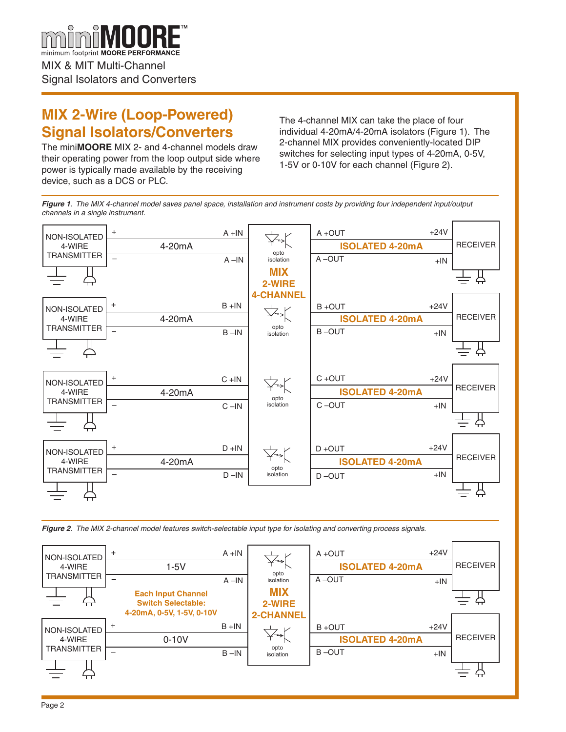miniMOORE™

minimum footprint MOORE PERFORMANCE

MIX & MIT Multi-Channel
Signal Isolators and Converters

## MIX 2-Wire (Loop-Powered) Signal Isolators/Converters

The mini**MOORE** MIX 2- and 4-channel models draw their operating power from the loop output side where power is typically made available by the receiving device, such as a DCS or PLC.

The 4-channel MIX can take the place of four individual 4-20mA/4-20mA isolators (Figure 1). The 2-channel MIX provides conveniently-located DIP switches for selecting input types of 4-20mA, 0-5V, 1-5V or 0-10V for each channel (Figure 2).

***Figure 1**. The MIX 4-channel model saves panel space, installation and instrument costs by providing four independent input/output channels in a single instrument.*

***Figure 2**. The MIX 2-channel model features switch-selectable input type for isolating and converting process signals.*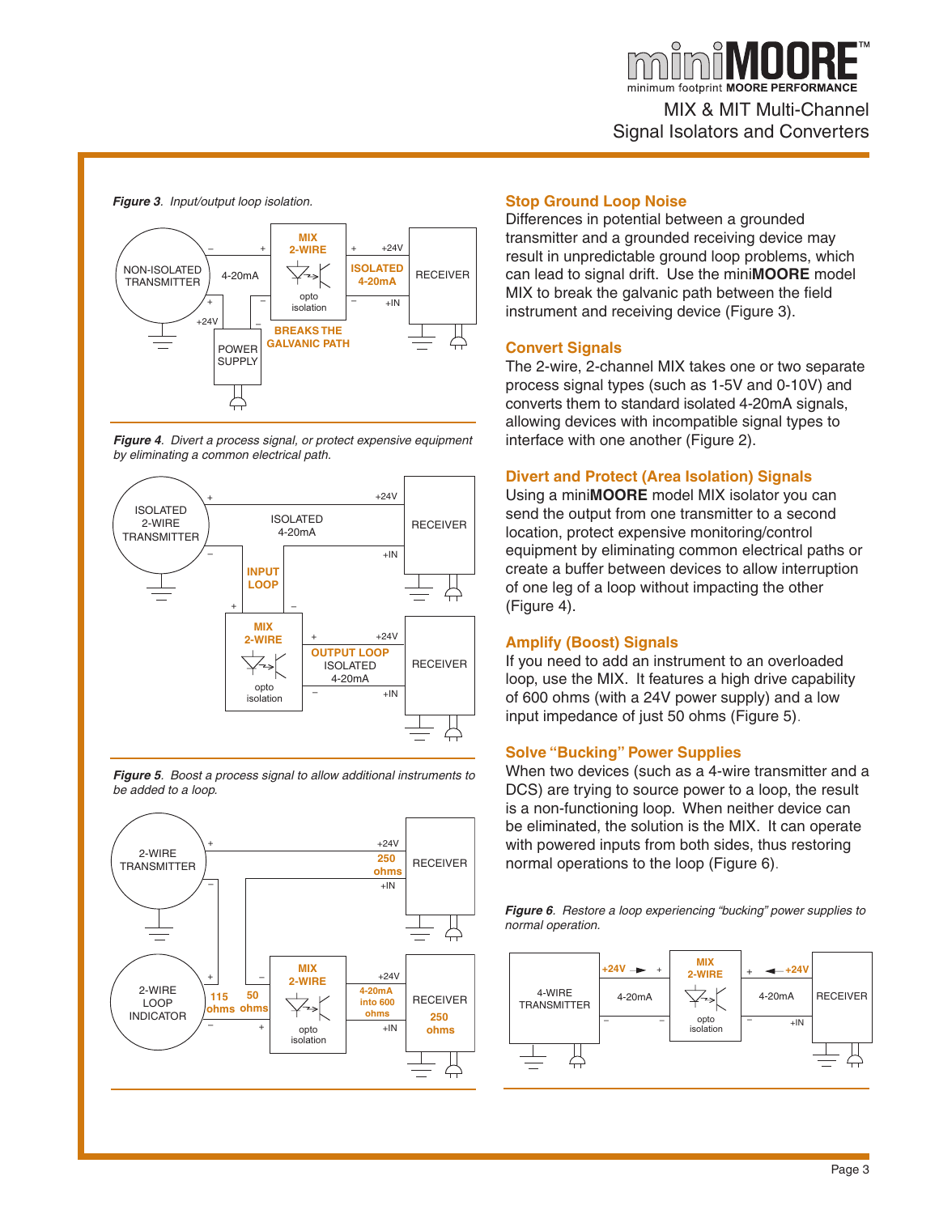*Figure 3. Input/output loop isolation.*

*Figure 4. Divert a process signal, or protect expensive equipment by eliminating a common electrical path.*

*Figure 5. Boost a process signal to allow additional instruments to be added to a loop.*

## Stop Ground Loop Noise

Differences in potential between a grounded transmitter and a grounded receiving device may result in unpredictable ground loop problems, which can lead to signal drift. Use the mini**MOORE** model MIX to break the galvanic path between the field instrument and receiving device (Figure 3).

## Convert Signals

The 2-wire, 2-channel MIX takes one or two separate process signal types (such as 1-5V and 0-10V) and converts them to standard isolated 4-20mA signals, allowing devices with incompatible signal types to interface with one another (Figure 2).

## Divert and Protect (Area Isolation) Signals

Using a mini**MOORE** model MIX isolator you can send the output from one transmitter to a second location, protect expensive monitoring/control equipment by eliminating common electrical paths or create a buffer between devices to allow interruption of one leg of a loop without impacting the other (Figure 4).

## Amplify (Boost) Signals

If you need to add an instrument to an overloaded loop, use the MIX. It features a high drive capability of 600 ohms (with a 24V power supply) and a low input impedance of just 50 ohms (Figure 5).

## Solve "Bucking" Power Supplies

When two devices (such as a 4-wire transmitter and a DCS) are trying to source power to a loop, the result is a non-functioning loop. When neither device can be eliminated, the solution is the MIX. It can operate with powered inputs from both sides, thus restoring normal operations to the loop (Figure 6).

*Figure 6. Restore a loop experiencing "bucking" power supplies to normal operation.*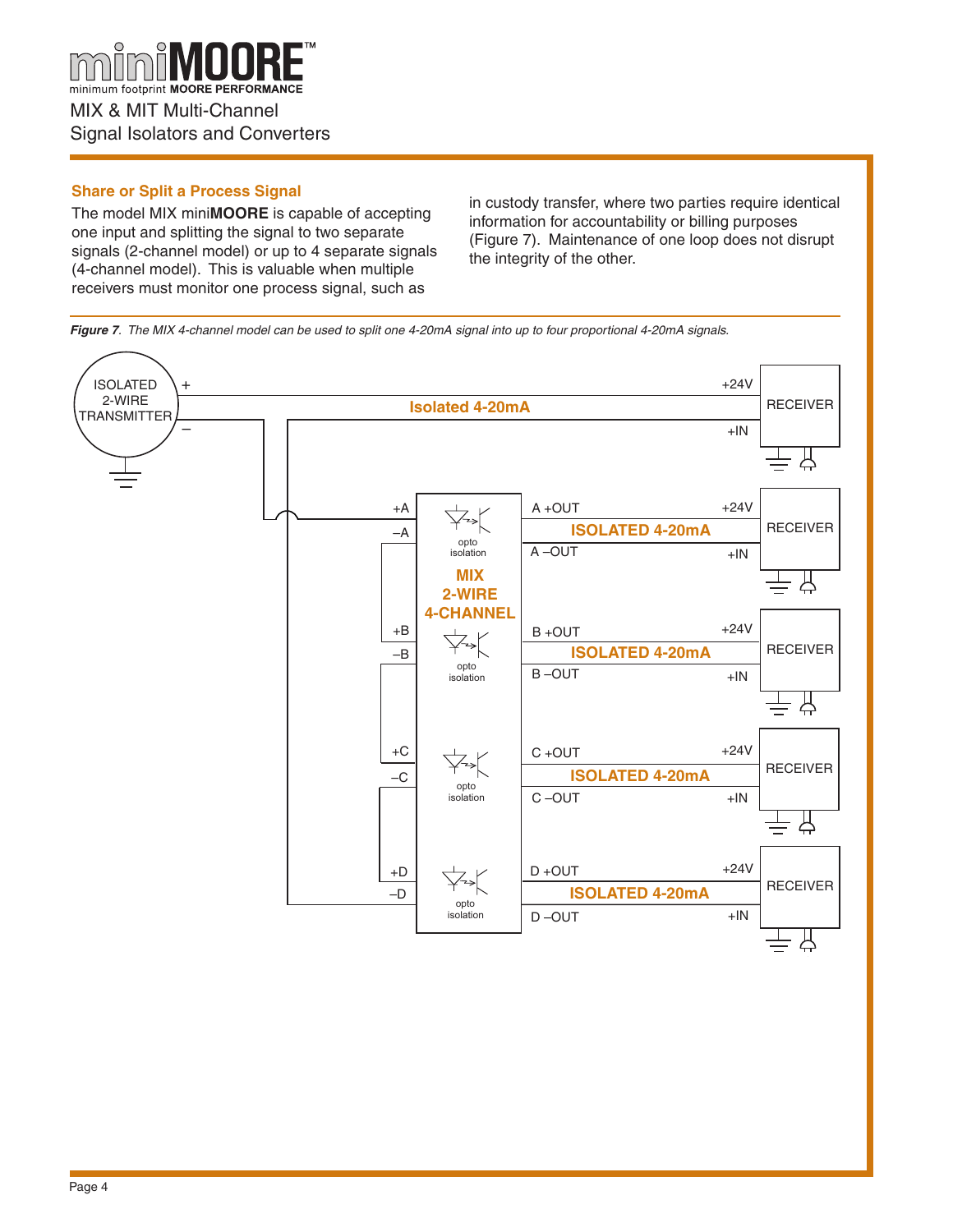## Share or Split a Process Signal

The model MIX mini**MOORE** is capable of accepting one input and splitting the signal to two separate signals (2-channel model) or up to 4 separate signals (4-channel model). This is valuable when multiple receivers must monitor one process signal, such as in custody transfer, where two parties require identical information for accountability or billing purposes (Figure 7). Maintenance of one loop does not disrupt the integrity of the other.

***Figure 7****. The MIX 4-channel model can be used to split one 4-20mA signal into up to four proportional 4-20mA signals.*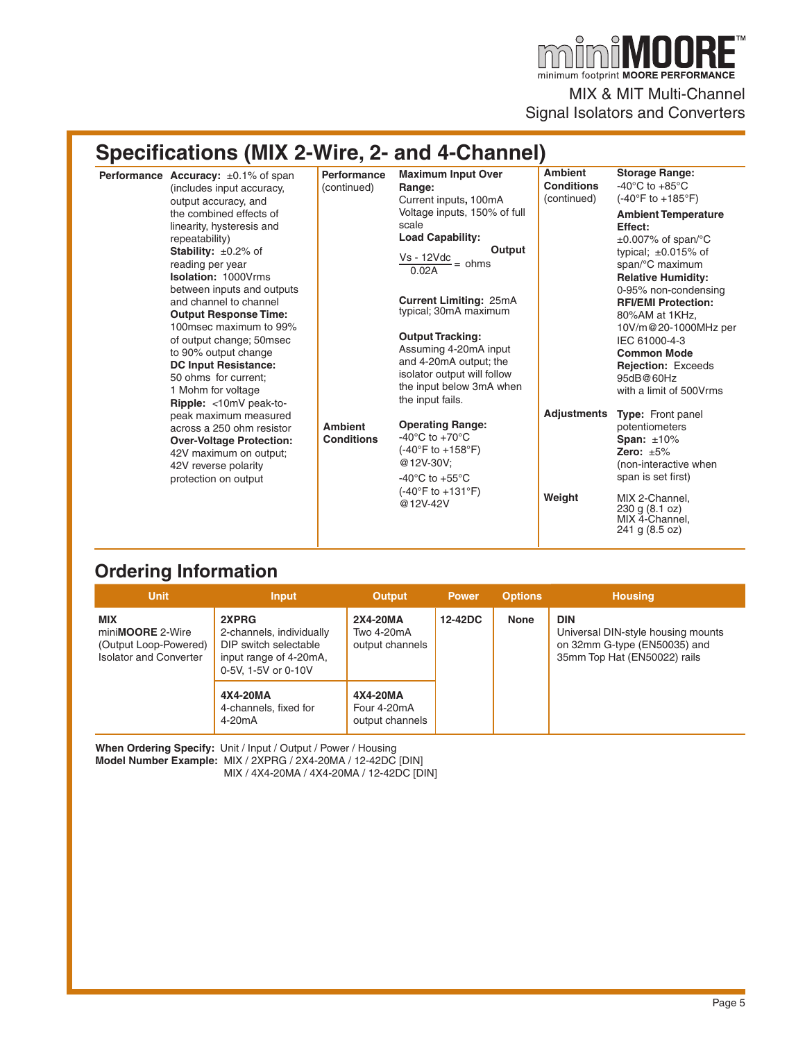# Specifications (MIX 2-Wire, 2- and 4-Channel)

**Performance**

**Accuracy:** ±0.1% of span (includes input accuracy, output accuracy, and the combined effects of linearity, hysteresis and repeatability)

**Stability:** ±0.2% of reading per year

**Isolation:** 1000Vrms between inputs and outputs and channel to channel

**Output Response Time:** 100msec maximum to 99% of output change; 50msec to 90% output change

**DC Input Resistance:** 50 ohms for current; 1 Mohm for voltage

**Ripple:** <10mV peak-to-peak maximum measured across a 250 ohm resistor

**Over-Voltage Protection:** 42V maximum on output; 42V reverse polarity protection on output

**Performance (continued)**

**Maximum Input Over Range:** Current inputs, 100mA Voltage inputs, 150% of full scale

**Load Capability:**

$$\frac{Vs - 12Vdc}{0.02A} = \text{Output ohms}$$

**Current Limiting:** 25mA typical; 30mA maximum

**Output Tracking:** Assuming 4-20mA input and 4-20mA output; the isolator output will follow the input below 3mA when the input fails.

**Ambient Conditions**

**Operating Range:** -40°C to +70°C (-40°F to +158°F) @12V-30V; -40°C to +55°C (-40°F to +131°F) @12V-42V

**Ambient Conditions (continued)**

**Storage Range:** -40°C to +85°C (-40°F to +185°F)

**Ambient Temperature Effect:** ±0.007% of span/°C typical; ±0.015% of span/°C maximum

**Relative Humidity:** 0-95% non-condensing

**RFI/EMI Protection:** 80%AM at 1KHz, 10V/m@20-1000MHz per IEC 61000-4-3

**Common Mode Rejection:** Exceeds 95dB@60Hz with a limit of 500Vrms

**Adjustments**

**Type:** Front panel potentiometers

**Span:** ±10%

**Zero:** ±5% (non-interactive when span is set first)

**Weight**

MIX 2-Channel, 230 g (8.1 oz)
MIX 4-Channel, 241 g (8.5 oz)

## Ordering Information

| Unit | Input | Output | Power | Options | Housing |
|---|---|---|---|---|---|
| **MIX** miniMOORE 2-Wire (Output Loop-Powered) Isolator and Converter | **2XPRG** 2-channels, individually DIP switch selectable input range of 4-20mA, 0-5V, 1-5V or 0-10V | **2X4-20MA** Two 4-20mA output channels | **12-42DC** | **None** | **DIN** Universal DIN-style housing mounts on 32mm G-type (EN50035) and 35mm Top Hat (EN50022) rails |
| | **4X4-20MA** 4-channels, fixed for 4-20mA | **4X4-20MA** Four 4-20mA output channels | | | |

**When Ordering Specify:** Unit / Input / Output / Power / Housing
**Model Number Example:** MIX / 2XPRG / 2X4-20MA / 12-42DC [DIN]
MIX / 4X4-20MA / 4X4-20MA / 12-42DC [DIN]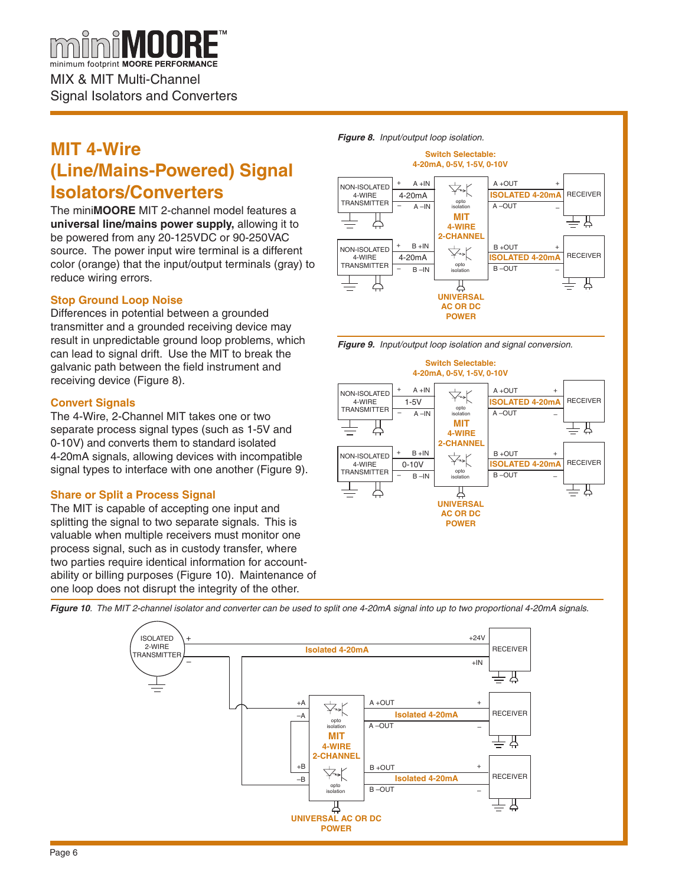miniMOORE™
minimum footprint MOORE PERFORMANCE

MIX & MIT Multi-Channel Signal Isolators and Converters

## MIT 4-Wire (Line/Mains-Powered) Signal Isolators/Converters

The mini**MOORE** MIT 2-channel model features a **universal line/mains power supply,** allowing it to be powered from any 20-125VDC or 90-250VAC source. The power input wire terminal is a different color (orange) that the input/output terminals (gray) to reduce wiring errors.

### Stop Ground Loop Noise

Differences in potential between a grounded transmitter and a grounded receiving device may result in unpredictable ground loop problems, which can lead to signal drift. Use the MIT to break the galvanic path between the field instrument and receiving device (Figure 8).

### Convert Signals

The 4-Wire, 2-Channel MIT takes one or two separate process signal types (such as 1-5V and 0-10V) and converts them to standard isolated 4-20mA signals, allowing devices with incompatible signal types to interface with one another (Figure 9).

### Share or Split a Process Signal

The MIT is capable of accepting one input and splitting the signal to two separate signals. This is valuable when multiple receivers must monitor one process signal, such as in custody transfer, where two parties require identical information for accountability or billing purposes (Figure 10). Maintenance of one loop does not disrupt the integrity of the other.

***Figure 8.*** *Input/output loop isolation.*

***Figure 9.*** *Input/output loop isolation and signal conversion.*

***Figure 10****. The MIT 2-channel isolator and converter can be used to split one 4-20mA signal into up to two proportional 4-20mA signals.*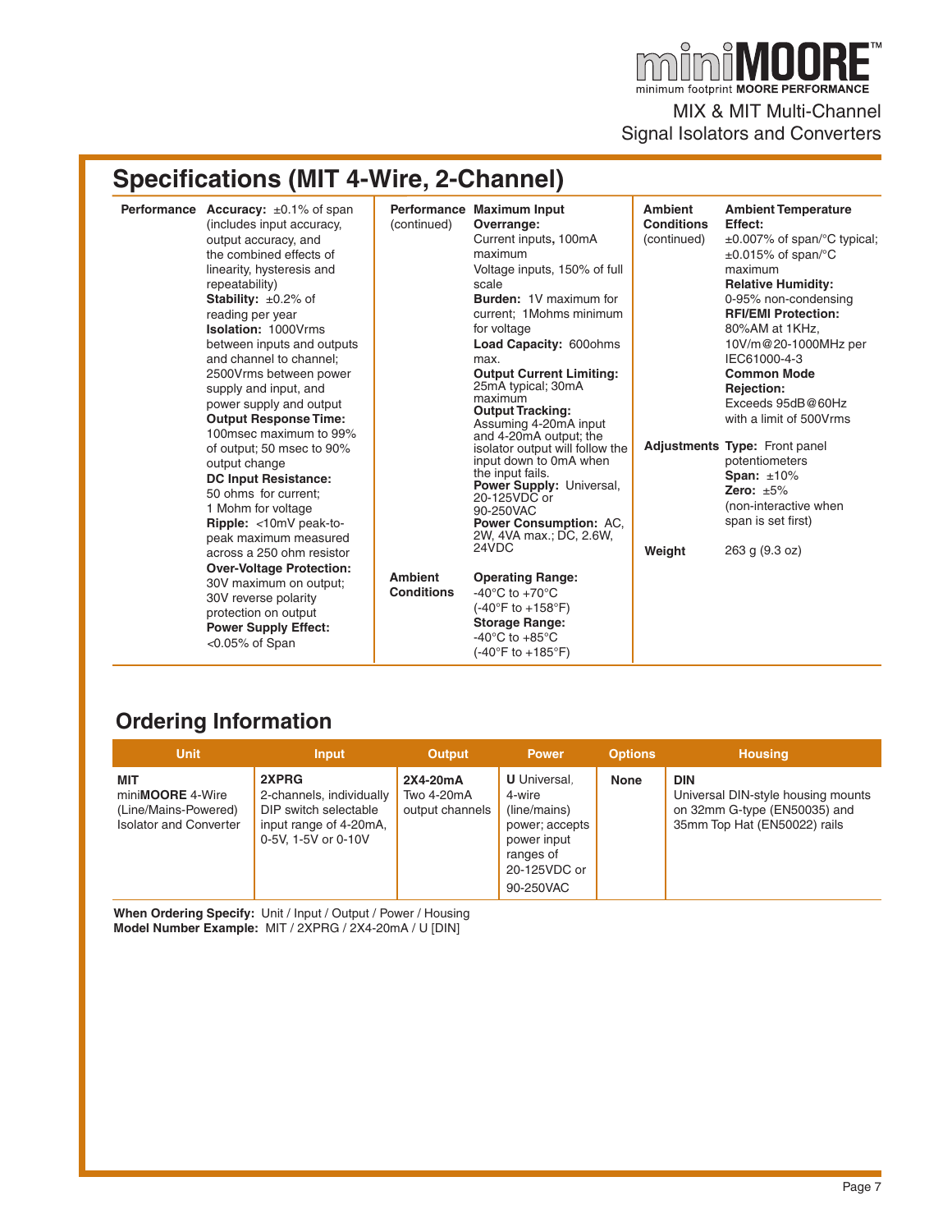## Specifications (MIT 4-Wire, 2-Channel)

**Performance**

**Accuracy:** ±0.1% of span (includes input accuracy, output accuracy, and the combined effects of linearity, hysteresis and repeatability)

**Stability:** ±0.2% of reading per year

**Isolation:** 1000Vrms between inputs and outputs and channel to channel; 2500Vrms between power supply and input, and power supply and output

**Output Response Time:** 100msec maximum to 99% of output; 50 msec to 90% output change

**DC Input Resistance:** 50 ohms for current; 1 Mohm for voltage

**Ripple:** <10mV peak-to-peak maximum measured across a 250 ohm resistor

**Over-Voltage Protection:** 30V maximum on output; 30V reverse polarity protection on output

**Power Supply Effect:** <0.05% of Span

**Performance (continued)**

**Maximum Input Overrange:** Current inputs, 100mA maximum. Voltage inputs, 150% of full scale

**Burden:** 1V maximum for current; 1Mohms minimum for voltage

**Load Capacity:** 600ohms max.

**Output Current Limiting:** 25mA typical; 30mA maximum

**Output Tracking:** Assuming 4-20mA input and 4-20mA output; the isolator output will follow the input down to 0mA when the input fails.

**Power Supply:** Universal, 20-125VDC or 90-250VAC

**Power Consumption:** AC, 2W, 4VA max.; DC, 2.6W, 24VDC

**Ambient Conditions**

**Operating Range:** -40°C to +70°C (-40°F to +158°F)

**Storage Range:** -40°C to +85°C (-40°F to +185°F)

**Ambient Conditions (continued)**

**Ambient Temperature Effect:** ±0.007% of span/°C typical; ±0.015% of span/°C maximum

**Relative Humidity:** 0-95% non-condensing

**RFI/EMI Protection:** 80%AM at 1KHz, 10V/m@20-1000MHz per IEC61000-4-3

**Common Mode Rejection:** Exceeds 95dB@60Hz with a limit of 500Vrms

**Adjustments**

**Type:** Front panel potentiometers

**Span:** ±10%

**Zero:** ±5% (non-interactive when span is set first)

**Weight**

263 g (9.3 oz)

## Ordering Information

| Unit | Input | Output | Power | Options | Housing |
|---|---|---|---|---|---|
| **MIT** miniMOORE 4-Wire (Line/Mains-Powered) Isolator and Converter | **2XPRG** 2-channels, individually DIP switch selectable input range of 4-20mA, 0-5V, 1-5V or 0-10V | **2X4-20mA** Two 4-20mA output channels | **U** Universal, 4-wire (line/mains) power; accepts power input ranges of 20-125VDC or 90-250VAC | **None** | **DIN** Universal DIN-style housing mounts on 32mm G-type (EN50035) and 35mm Top Hat (EN50022) rails |

**When Ordering Specify:** Unit / Input / Output / Power / Housing
**Model Number Example:** MIT / 2XPRG / 2X4-20mA / U [DIN]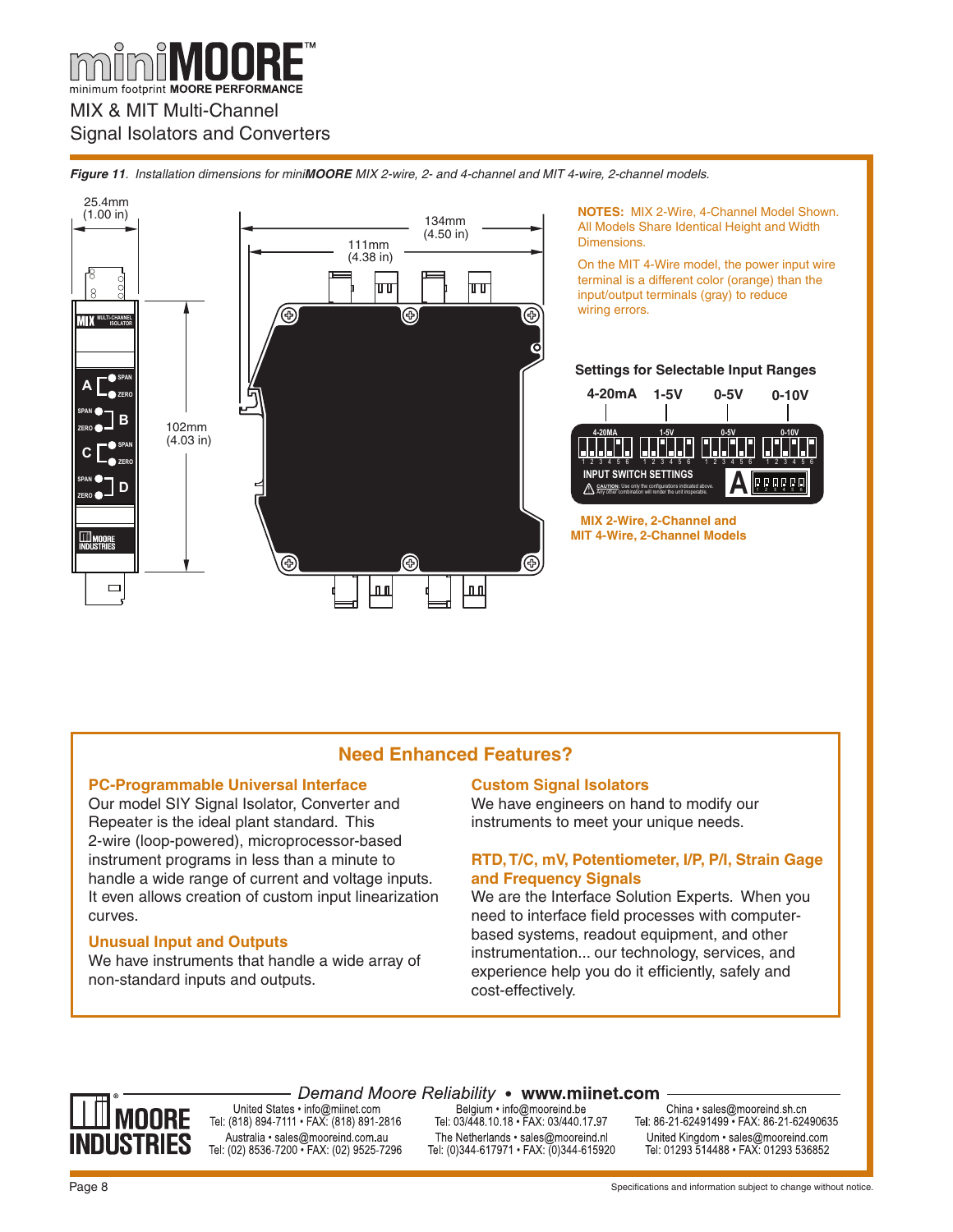# miniMOORE™

minimum footprint **MOORE PERFORMANCE**

## MIX & MIT Multi-Channel Signal Isolators and Converters

***Figure 11**. Installation dimensions for mini**MOORE** MIX 2-wire, 2- and 4-channel and MIT 4-wire, 2-channel models.*

25.4mm (1.00 in)

102mm (4.03 in)

134mm (4.50 in)

111mm (4.38 in)

MIX MULTI-CHANNEL ISOLATOR

A SPAN ZERO

B SPAN ZERO

C SPAN ZERO

D SPAN ZERO

MOORE INDUSTRIES

**NOTES:** MIX 2-Wire, 4-Channel Model Shown. All Models Share Identical Height and Width Dimensions.

On the MIT 4-Wire model, the power input wire terminal is a different color (orange) than the input/output terminals (gray) to reduce wiring errors.

**Settings for Selectable Input Ranges**

4-20mA 1-5V 0-5V 0-10V

INPUT SWITCH SETTINGS

CAUTION: Use only the configurations indicated above. Any other combination will render the unit inoperable.

**MIX 2-Wire, 2-Channel and MIT 4-Wire, 2-Channel Models**

## Need Enhanced Features?

### PC-Programmable Universal Interface

Our model SIY Signal Isolator, Converter and Repeater is the ideal plant standard. This 2-wire (loop-powered), microprocessor-based instrument programs in less than a minute to handle a wide range of current and voltage inputs. It even allows creation of custom input linearization curves.

### Unusual Input and Outputs

We have instruments that handle a wide array of non-standard inputs and outputs.

### Custom Signal Isolators

We have engineers on hand to modify our instruments to meet your unique needs.

### RTD, T/C, mV, Potentiometer, I/P, P/I, Strain Gage and Frequency Signals

We are the Interface Solution Experts. When you need to interface field processes with computer-based systems, readout equipment, and other instrumentation... our technology, services, and experience help you do it efficiently, safely and cost-effectively.

MOORE INDUSTRIES

*Demand Moore Reliability* • **www.miinet.com**

United States • info@miinet.com
Tel: (818) 894-7111 • FAX: (818) 891-2816

Australia • sales@mooreind.com.au
Tel: (02) 8536-7200 • FAX: (02) 9525-7296

Belgium • info@mooreind.be
Tel: 03/448.10.18 • FAX: 03/440.17.97

The Netherlands • sales@mooreind.nl
Tel: (0)344-617971 • FAX: (0)344-615920

China • sales@mooreind.sh.cn
Tel: 86-21-62491499 • FAX: 86-21-62490635

United Kingdom • sales@mooreind.com
Tel: 01293 514488 • FAX: 01293 536852

Specifications and information subject to change without notice.